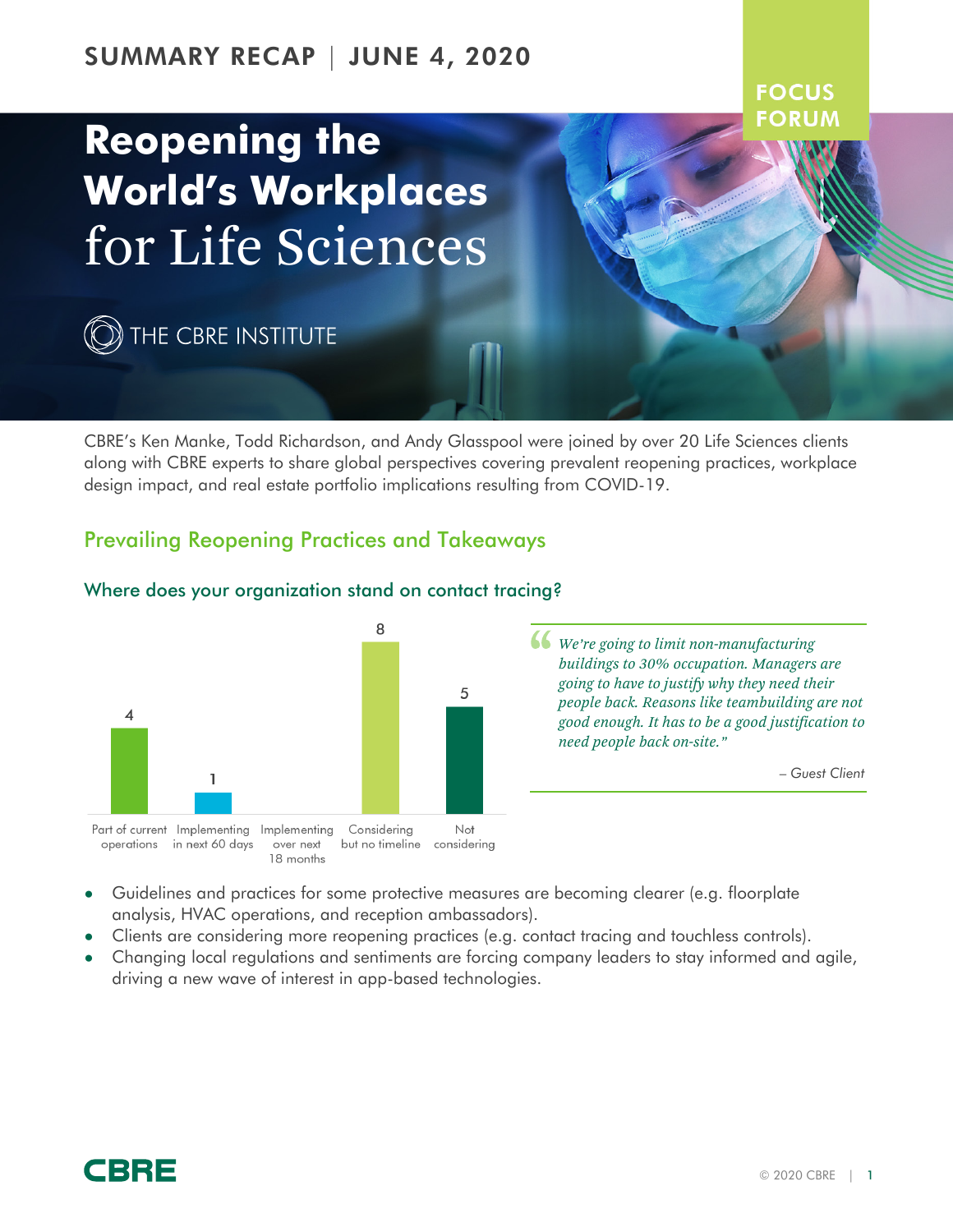SUMMARY RECAP | JUNE 4, 2020

FOCUS FORUM

# Reopening the World's Workplaces for Life Sciences

THE CBRE INSTITUTE

CBRE's Ken Manke, Todd Richardson, and Andy Glasspool were joined by over 20 Life Sciences clients along with CBRE experts to share global perspectives covering prevalent reopening practices, workplace design impact, and real estate portfolio implications resulting from COVID-19.

## Prevailing Reopening Practices and Takeaways

### Where does your organization stand on contact tracing?

| Part of current operations | Implementing in next 60 days | Implementing over next 18 months | Considering but no timeline | Not considering |
|---|---|---|---|---|
| 4 | 1 | | 8 | 5 |

> *"We're going to limit non-manufacturing buildings to 30% occupation. Managers are going to have to justify why they need their people back. Reasons like teambuilding are not good enough. It has to be a good justification to need people back on-site."*
>
> *– Guest Client*

- Guidelines and practices for some protective measures are becoming clearer (e.g. floorplate analysis, HVAC operations, and reception ambassadors).
- Clients are considering more reopening practices (e.g. contact tracing and touchless controls).
- Changing local regulations and sentiments are forcing company leaders to stay informed and agile, driving a new wave of interest in app-based technologies.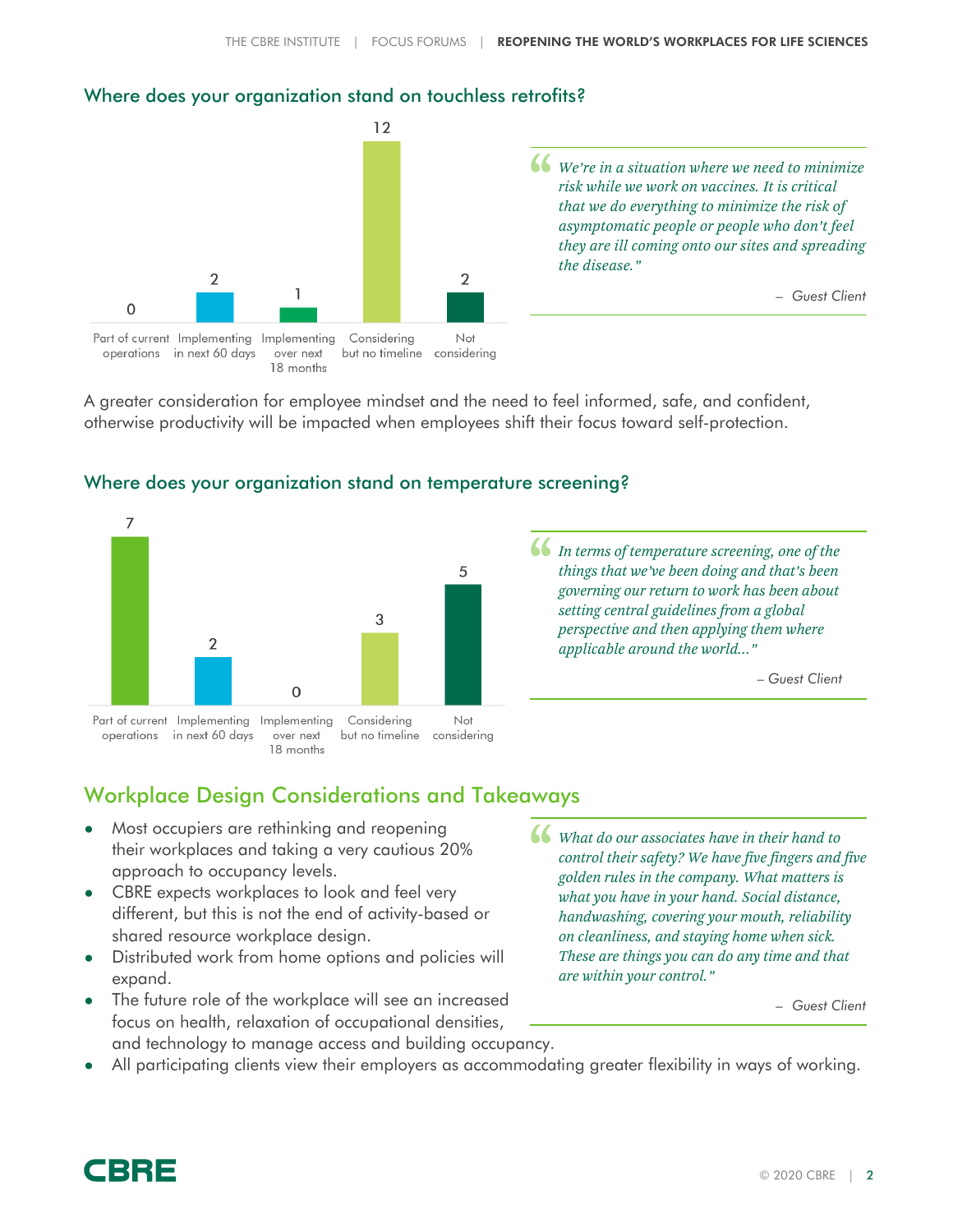## Where does your organization stand on touchless retrofits?

| Part of current operations | Implementing in next 60 days | Implementing over next 18 months | Considering but no timeline | Not considering |
|---|---|---|---|---|
| 0 | 2 | 1 | 12 | 2 |

> *"We're in a situation where we need to minimize risk while we work on vaccines. It is critical that we do everything to minimize the risk of asymptomatic people or people who don't feel they are ill coming onto our sites and spreading the disease."*
>
> – Guest Client

A greater consideration for employee mindset and the need to feel informed, safe, and confident, otherwise productivity will be impacted when employees shift their focus toward self-protection.

## Where does your organization stand on temperature screening?

| Part of current operations | Implementing in next 60 days | Implementing over next 18 months | Considering but no timeline | Not considering |
|---|---|---|---|---|
| 7 | 2 | 0 | 3 | 5 |

> *"In terms of temperature screening, one of the things that we've been doing and that's been governing our return to work has been about setting central guidelines from a global perspective and then applying them where applicable around the world..."*
>
> – Guest Client

## Workplace Design Considerations and Takeaways

- Most occupiers are rethinking and reopening their workplaces and taking a very cautious 20% approach to occupancy levels.
- CBRE expects workplaces to look and feel very different, but this is not the end of activity-based or shared resource workplace design.
- Distributed work from home options and policies will expand.
- The future role of the workplace will see an increased focus on health, relaxation of occupational densities, and technology to manage access and building occupancy.
- All participating clients view their employers as accommodating greater flexibility in ways of working.

> *"What do our associates have in their hand to control their safety? We have five fingers and five golden rules in the company. What matters is what you have in your hand. Social distance, handwashing, covering your mouth, reliability on cleanliness, and staying home when sick. These are things you can do any time and that are within your control."*
>
> – Guest Client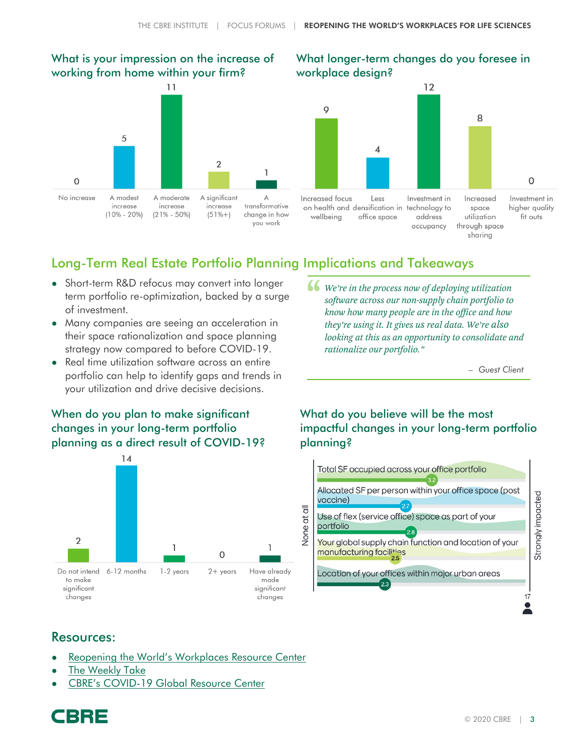### What is your impression on the increase of working from home within your firm?

0
No increase

5
A modest increase (10% - 20%)

11
A moderate increase (21% - 50%)

2
A significant increase (51%+)

1
A transformative change in how you work

### What longer-term changes do you foresee in workplace design?

9
Increased focus on health and wellbeing

4
Less densification in office space

12
Investment in technology to address occupancy

8
Increased space utilization through space sharing

0
Investment in higher quality fit outs

## Long-Term Real Estate Portfolio Planning Implications and Takeaways

- Short-term R&D refocus may convert into longer term portfolio re-optimization, backed by a surge of investment.
- Many companies are seeing an acceleration in their space rationalization and space planning strategy now compared to before COVID-19.
- Real time utilization software across an entire portfolio can help to identify gaps and trends in your utilization and drive decisive decisions.

> *"We're in the process now of deploying utilization software across our non-supply chain portfolio to know how many people are in the office and how they're using it. It gives us real data. We're also looking at this as an opportunity to consolidate and rationalize our portfolio."*
>
> – *Guest Client*

### When do you plan to make significant changes in your long-term portfolio planning as a direct result of COVID-19?

2
Do not intend to make significant changes

14
6-12 months

1
1-2 years

0
2+ years

1
Have already made significant changes

### What do you believe will be the most impactful changes in your long-term portfolio planning?

None at all

Strongly impacted

Total SF occupied across your office portfolio
3.2

Allocated SF per person within your office space (post vaccine)
2.7

Use of flex (service office) space as part of your portfolio
2.8

Your global supply chain function and location of your manufacturing facilities
2.5

Location of your offices within major urban areas
2.3

17

## Resources:

- Reopening the World's Workplaces Resource Center
- The Weekly Take
- CBRE's COVID-19 Global Resource Center

CBRE

© 2020 CBRE